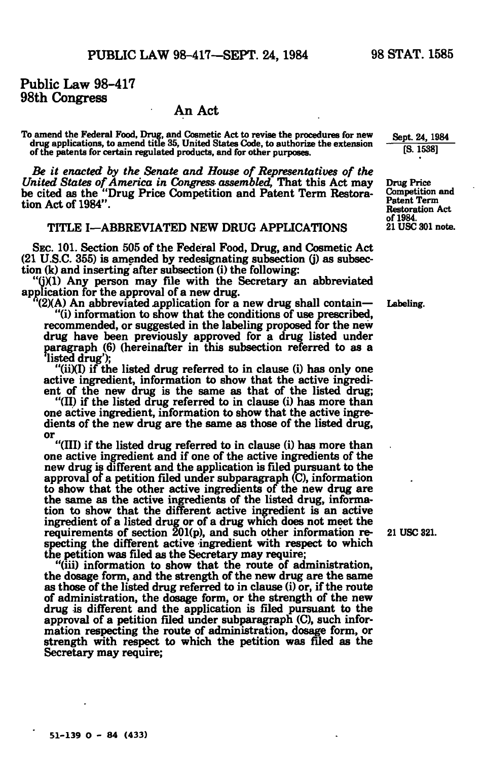# Public Law 98-417
# 98th Congress

## An Act

To amend the Federal Food, Drug, and Cosmetic Act to revise the procedures for new drug applications, to amend title 35, United States Code, to authorize the extension of the patents for certain regulated products, and for other purposes.

Sept. 24, 1984
[S. 1538]

*Be it enacted by the Senate and House of Representatives of the United States of America in Congress assembled,* That this Act may be cited as the "Drug Price Competition and Patent Term Restoration Act of 1984".

Drug Price Competition and Patent Term Restoration Act of 1984.
21 USC 301 note.

### TITLE I—ABBREVIATED NEW DRUG APPLICATIONS

SEC. 101. Section 505 of the Federal Food, Drug, and Cosmetic Act (21 U.S.C. 355) is amended by redesignating subsection (j) as subsection (k) and inserting after subsection (i) the following:

"(j)(1) Any person may file with the Secretary an abbreviated application for the approval of a new drug.

"(2)(A) An abbreviated application for a new drug shall contain—

Labeling.

"(i) information to show that the conditions of use prescribed, recommended, or suggested in the labeling proposed for the new drug have been previously approved for a drug listed under paragraph (6) (hereinafter in this subsection referred to as a 'listed drug');

"(ii)(I) if the listed drug referred to in clause (i) has only one active ingredient, information to show that the active ingredient of the new drug is the same as that of the listed drug;

"(II) if the listed drug referred to in clause (i) has more than one active ingredient, information to show that the active ingredients of the new drug are the same as those of the listed drug, or

"(III) if the listed drug referred to in clause (i) has more than one active ingredient and if one of the active ingredients of the new drug is different and the application is filed pursuant to the approval of a petition filed under subparagraph (C), information to show that the other active ingredients of the new drug are the same as the active ingredients of the listed drug, information to show that the different active ingredient is an active ingredient of a listed drug or of a drug which does not meet the requirements of section 201(p), and such other information respecting the different active ingredient with respect to which the petition was filed as the Secretary may require;

21 USC 321.

"(iii) information to show that the route of administration, the dosage form, and the strength of the new drug are the same as those of the listed drug referred to in clause (i) or, if the route of administration, the dosage form, or the strength of the new drug is different and the application is filed pursuant to the approval of a petition filed under subparagraph (C), such information respecting the route of administration, dosage form, or strength with respect to which the petition was filed as the Secretary may require;

51-139 O - 84 (433)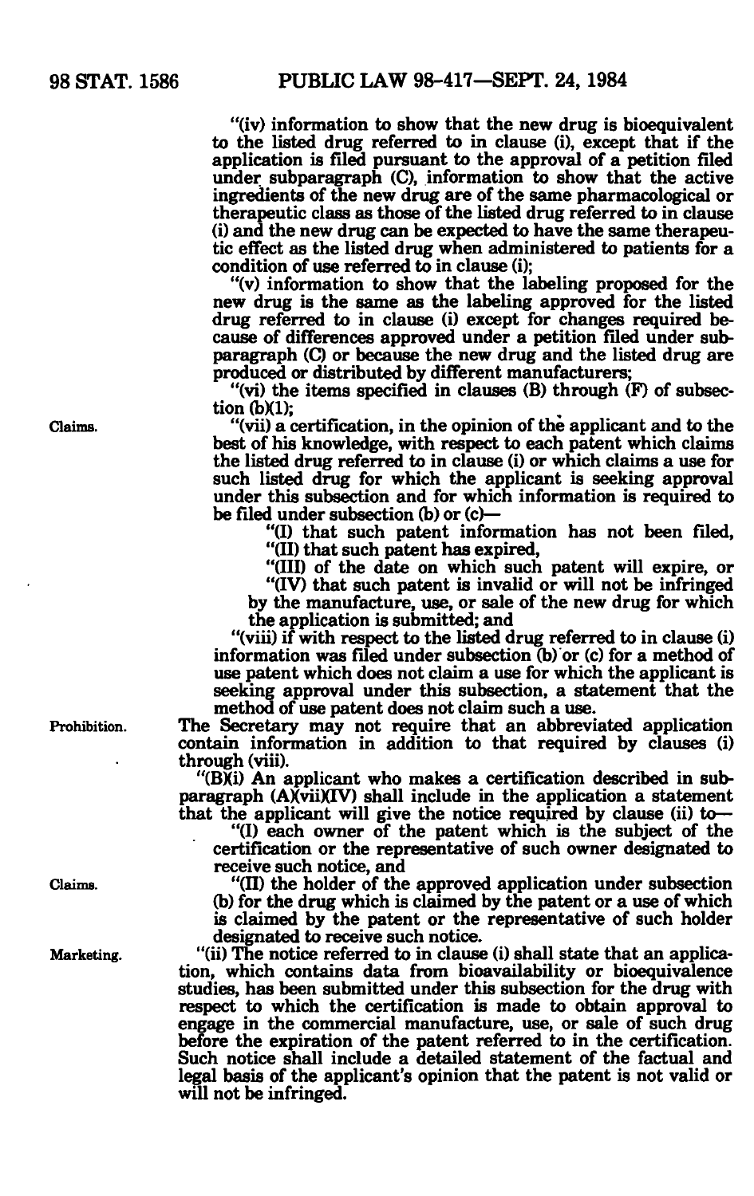"(iv) information to show that the new drug is bioequivalent to the listed drug referred to in clause (i), except that if the application is filed pursuant to the approval of a petition filed under subparagraph (C), information to show that the active ingredients of the new drug are of the same pharmacological or therapeutic class as those of the listed drug referred to in clause (i) and the new drug can be expected to have the same therapeutic effect as the listed drug when administered to patients for a condition of use referred to in clause (i);

"(v) information to show that the labeling proposed for the new drug is the same as the labeling approved for the listed drug referred to in clause (i) except for changes required because of differences approved under a petition filed under subparagraph (C) or because the new drug and the listed drug are produced or distributed by different manufacturers;

"(vi) the items specified in clauses (B) through (F) of subsection (b)(1);

Claims.

"(vii) a certification, in the opinion of the applicant and to the best of his knowledge, with respect to each patent which claims the listed drug referred to in clause (i) or which claims a use for such listed drug for which the applicant is seeking approval under this subsection and for which information is required to be filed under subsection (b) or (c)—

"(I) that such patent information has not been filed,

"(II) that such patent has expired,

"(III) of the date on which such patent will expire, or

"(IV) that such patent is invalid or will not be infringed by the manufacture, use, or sale of the new drug for which the application is submitted; and

"(viii) if with respect to the listed drug referred to in clause (i) information was filed under subsection (b) or (c) for a method of use patent which does not claim a use for which the applicant is seeking approval under this subsection, a statement that the method of use patent does not claim such a use.

Prohibition.

The Secretary may not require that an abbreviated application contain information in addition to that required by clauses (i) through (viii).

"(B)(i) An applicant who makes a certification described in subparagraph (A)(vii)(IV) shall include in the application a statement that the applicant will give the notice required by clause (ii) to—

"(I) each owner of the patent which is the subject of the certification or the representative of such owner designated to receive such notice, and

Claims.

"(II) the holder of the approved application under subsection (b) for the drug which is claimed by the patent or a use of which is claimed by the patent or the representative of such holder designated to receive such notice.

Marketing.

"(ii) The notice referred to in clause (i) shall state that an application, which contains data from bioavailability or bioequivalence studies, has been submitted under this subsection for the drug with respect to which the certification is made to obtain approval to engage in the commercial manufacture, use, or sale of such drug before the expiration of the patent referred to in the certification. Such notice shall include a detailed statement of the factual and legal basis of the applicant's opinion that the patent is not valid or will not be infringed.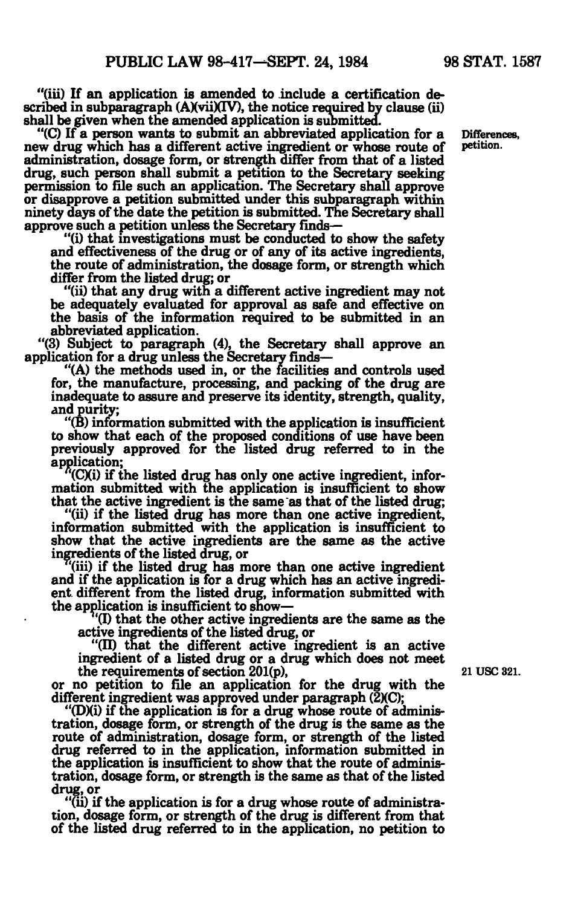"(iii) If an application is amended to include a certification described in subparagraph (A)(vii)(IV), the notice required by clause (ii) shall be given when the amended application is submitted.

"(C) If a person wants to submit an abbreviated application for a new drug which has a different active ingredient or whose route of administration, dosage form, or strength differ from that of a listed drug, such person shall submit a petition to the Secretary seeking permission to file such an application. The Secretary shall approve or disapprove a petition submitted under this subparagraph within ninety days of the date the petition is submitted. The Secretary shall approve such a petition unless the Secretary finds—

Differences, petition.

"(i) that investigations must be conducted to show the safety and effectiveness of the drug or of any of its active ingredients, the route of administration, the dosage form, or strength which differ from the listed drug; or

"(ii) that any drug with a different active ingredient may not be adequately evaluated for approval as safe and effective on the basis of the information required to be submitted in an abbreviated application.

"(3) Subject to paragraph (4), the Secretary shall approve an application for a drug unless the Secretary finds—

"(A) the methods used in, or the facilities and controls used for, the manufacture, processing, and packing of the drug are inadequate to assure and preserve its identity, strength, quality, and purity;

"(B) information submitted with the application is insufficient to show that each of the proposed conditions of use have been previously approved for the listed drug referred to in the application;

"(C)(i) if the listed drug has only one active ingredient, information submitted with the application is insufficient to show that the active ingredient is the same as that of the listed drug;

"(ii) if the listed drug has more than one active ingredient, information submitted with the application is insufficient to show that the active ingredients are the same as the active ingredients of the listed drug, or

"(iii) if the listed drug has more than one active ingredient and if the application is for a drug which has an active ingredient different from the listed drug, information submitted with the application is insufficient to show—

"(I) that the other active ingredients are the same as the active ingredients of the listed drug, or

"(II) that the different active ingredient is an active ingredient of a listed drug or a drug which does not meet the requirements of section 201(p),

21 USC 321.

or no petition to file an application for the drug with the different ingredient was approved under paragraph (2)(C);

"(D)(i) if the application is for a drug whose route of administration, dosage form, or strength of the drug is the same as the route of administration, dosage form, or strength of the listed drug referred to in the application, information submitted in the application is insufficient to show that the route of administration, dosage form, or strength is the same as that of the listed drug, or

"(ii) if the application is for a drug whose route of administration, dosage form, or strength of the drug is different from that of the listed drug referred to in the application, no petition to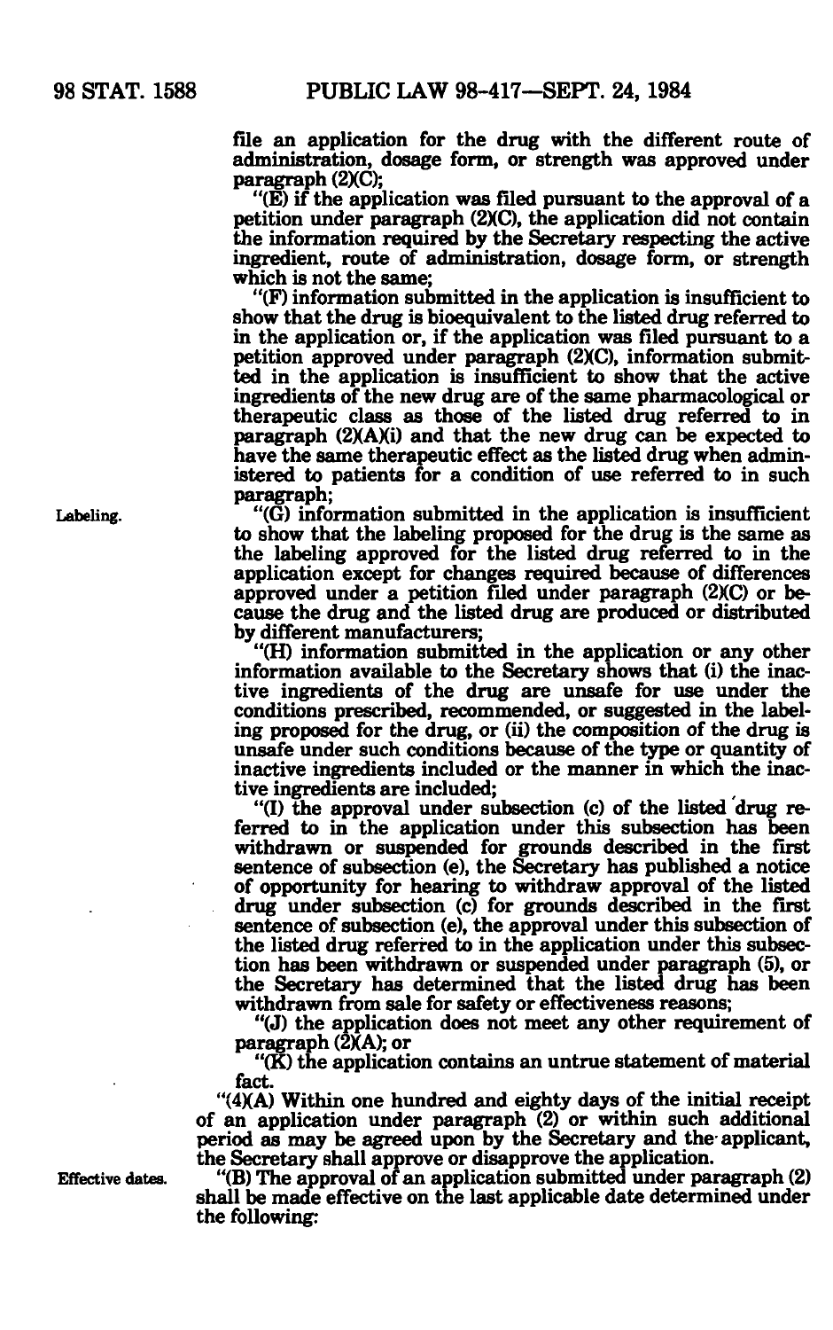file an application for the drug with the different route of administration, dosage form, or strength was approved under paragraph (2)(C);

"(E) if the application was filed pursuant to the approval of a petition under paragraph (2)(C), the application did not contain the information required by the Secretary respecting the active ingredient, route of administration, dosage form, or strength which is not the same;

"(F) information submitted in the application is insufficient to show that the drug is bioequivalent to the listed drug referred to in the application or, if the application was filed pursuant to a petition approved under paragraph (2)(C), information submitted in the application is insufficient to show that the active ingredients of the new drug are of the same pharmacological or therapeutic class as those of the listed drug referred to in paragraph (2)(A)(i) and that the new drug can be expected to have the same therapeutic effect as the listed drug when administered to patients for a condition of use referred to in such paragraph;

Labeling.

"(G) information submitted in the application is insufficient to show that the labeling proposed for the drug is the same as the labeling approved for the listed drug referred to in the application except for changes required because of differences approved under a petition filed under paragraph (2)(C) or because the drug and the listed drug are produced or distributed by different manufacturers;

"(H) information submitted in the application or any other information available to the Secretary shows that (i) the inactive ingredients of the drug are unsafe for use under the conditions prescribed, recommended, or suggested in the labeling proposed for the drug, or (ii) the composition of the drug is unsafe under such conditions because of the type or quantity of inactive ingredients included or the manner in which the inactive ingredients are included;

"(I) the approval under subsection (c) of the listed drug referred to in the application under this subsection has been withdrawn or suspended for grounds described in the first sentence of subsection (e), the Secretary has published a notice of opportunity for hearing to withdraw approval of the listed drug under subsection (c) for grounds described in the first sentence of subsection (e), the approval under this subsection of the listed drug referred to in the application under this subsection has been withdrawn or suspended under paragraph (5), or the Secretary has determined that the listed drug has been withdrawn from sale for safety or effectiveness reasons;

"(J) the application does not meet any other requirement of paragraph (2)(A); or

"(K) the application contains an untrue statement of material fact.

"(4)(A) Within one hundred and eighty days of the initial receipt of an application under paragraph (2) or within such additional period as may be agreed upon by the Secretary and the applicant, the Secretary shall approve or disapprove the application.

Effective dates.

"(B) The approval of an application submitted under paragraph (2) shall be made effective on the last applicable date determined under the following: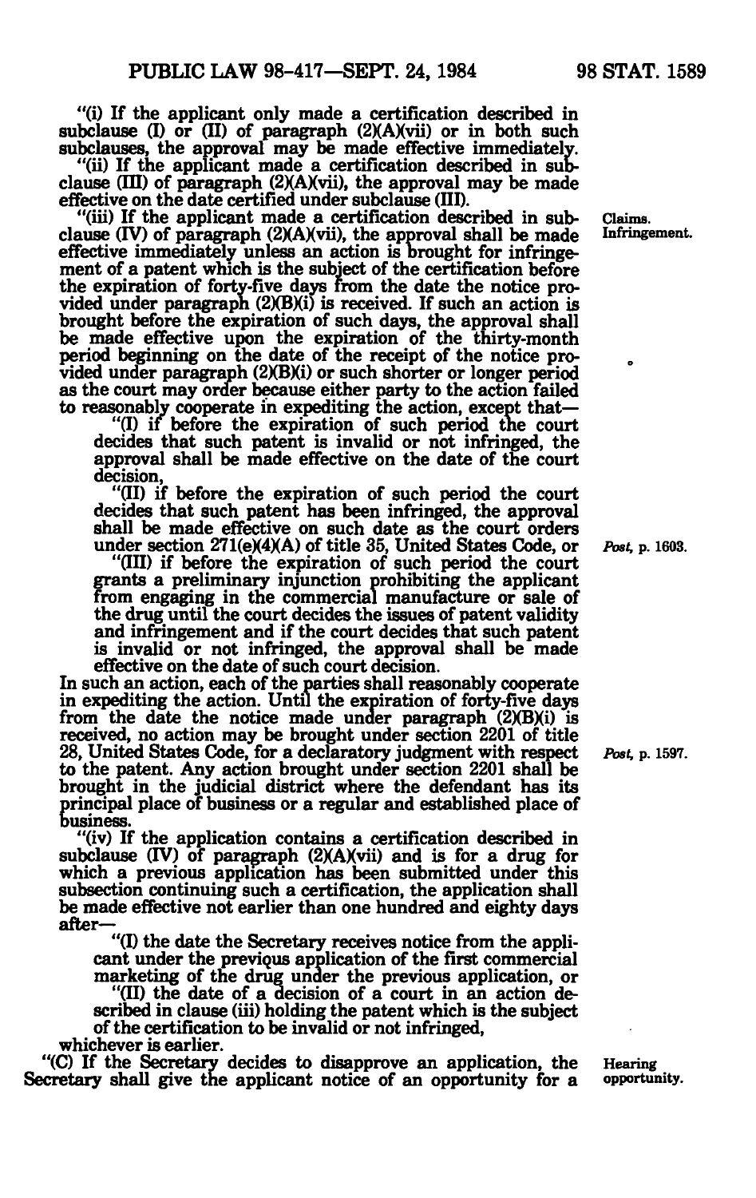"(i) If the applicant only made a certification described in subclause (I) or (II) of paragraph (2)(A)(vii) or in both such subclauses, the approval may be made effective immediately.

"(ii) If the applicant made a certification described in subclause (III) of paragraph (2)(A)(vii), the approval may be made effective on the date certified under subclause (III).

"(iii) If the applicant made a certification described in subclause (IV) of paragraph (2)(A)(vii), the approval shall be made effective immediately unless an action is brought for infringement of a patent which is the subject of the certification before the expiration of forty-five days from the date the notice provided under paragraph (2)(B)(i) is received. If such an action is brought before the expiration of such days, the approval shall be made effective upon the expiration of the thirty-month period beginning on the date of the receipt of the notice provided under paragraph (2)(B)(i) or such shorter or longer period as the court may order because either party to the action failed to reasonably cooperate in expediting the action, except that—

Claims. Infringement.

"(I) if before the expiration of such period the court decides that such patent is invalid or not infringed, the approval shall be made effective on the date of the court decision,

"(II) if before the expiration of such period the court decides that such patent has been infringed, the approval shall be made effective on such date as the court orders under section 271(e)(4)(A) of title 35, United States Code, or

Post, p. 1603.

"(III) if before the expiration of such period the court grants a preliminary injunction prohibiting the applicant from engaging in the commercial manufacture or sale of the drug until the court decides the issues of patent validity and infringement and if the court decides that such patent is invalid or not infringed, the approval shall be made effective on the date of such court decision.

In such an action, each of the parties shall reasonably cooperate in expediting the action. Until the expiration of forty-five days from the date the notice made under paragraph (2)(B)(i) is received, no action may be brought under section 2201 of title 28, United States Code, for a declaratory judgment with respect to the patent. Any action brought under section 2201 shall be brought in the judicial district where the defendant has its principal place of business or a regular and established place of business.

Post, p. 1597.

"(iv) If the application contains a certification described in subclause (IV) of paragraph (2)(A)(vii) and is for a drug for which a previous application has been submitted under this subsection continuing such a certification, the application shall be made effective not earlier than one hundred and eighty days after—

"(I) the date the Secretary receives notice from the applicant under the previous application of the first commercial marketing of the drug under the previous application, or

"(II) the date of a decision of a court in an action described in clause (iii) holding the patent which is the subject of the certification to be invalid or not infringed,

whichever is earlier.

"(C) If the Secretary decides to disapprove an application, the Secretary shall give the applicant notice of an opportunity for a

Hearing opportunity.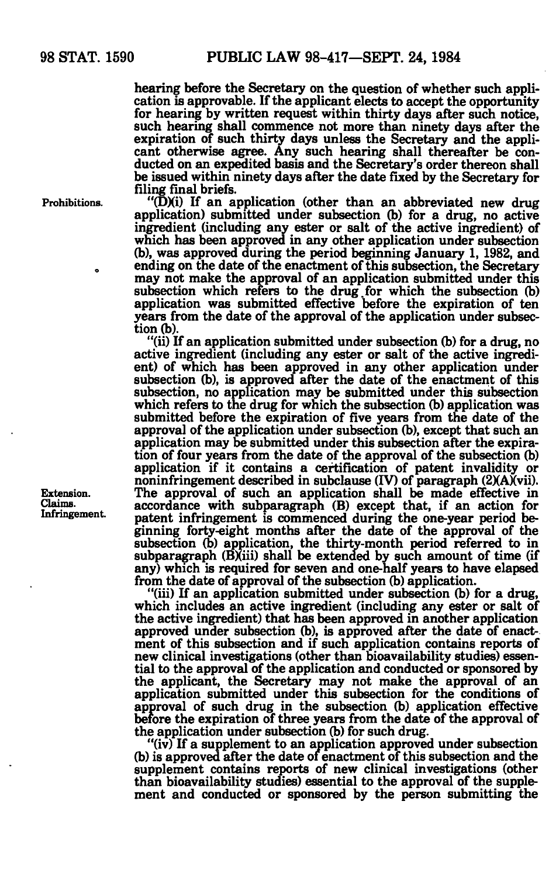hearing before the Secretary on the question of whether such application is approvable. If the applicant elects to accept the opportunity for hearing by written request within thirty days after such notice, such hearing shall commence not more than ninety days after the expiration of such thirty days unless the Secretary and the applicant otherwise agree. Any such hearing shall thereafter be conducted on an expedited basis and the Secretary's order thereon shall be issued within ninety days after the date fixed by the Secretary for filing final briefs.

Prohibitions.

"(D)(i) If an application (other than an abbreviated new drug application) submitted under subsection (b) for a drug, no active ingredient (including any ester or salt of the active ingredient) of which has been approved in any other application under subsection (b), was approved during the period beginning January 1, 1982, and ending on the date of the enactment of this subsection, the Secretary may not make the approval of an application submitted under this subsection which refers to the drug for which the subsection (b) application was submitted effective before the expiration of ten years from the date of the approval of the application under subsection (b).

"(ii) If an application submitted under subsection (b) for a drug, no active ingredient (including any ester or salt of the active ingredient) of which has been approved in any other application under subsection (b), is approved after the date of the enactment of this subsection, no application may be submitted under this subsection which refers to the drug for which the subsection (b) application was submitted before the expiration of five years from the date of the approval of the application under subsection (b), except that such an application may be submitted under this subsection after the expiration of four years from the date of the approval of the subsection (b) application if it contains a certification of patent invalidity or noninfringement described in subclause (IV) of paragraph (2)(A)(vii). The approval of such an application shall be made effective in accordance with subparagraph (B) except that, if an action for patent infringement is commenced during the one-year period beginning forty-eight months after the date of the approval of the subsection (b) application, the thirty-month period referred to in subparagraph (B)(iii) shall be extended by such amount of time (if any) which is required for seven and one-half years to have elapsed from the date of approval of the subsection (b) application.

Extension.
Claims.
Infringement.

"(iii) If an application submitted under subsection (b) for a drug, which includes an active ingredient (including any ester or salt of the active ingredient) that has been approved in another application approved under subsection (b), is approved after the date of enactment of this subsection and if such application contains reports of new clinical investigations (other than bioavailability studies) essential to the approval of the application and conducted or sponsored by the applicant, the Secretary may not make the approval of an application submitted under this subsection for the conditions of approval of such drug in the subsection (b) application effective before the expiration of three years from the date of the approval of the application under subsection (b) for such drug.

"(iv) If a supplement to an application approved under subsection (b) is approved after the date of enactment of this subsection and the supplement contains reports of new clinical investigations (other than bioavailability studies) essential to the approval of the supplement and conducted or sponsored by the person submitting the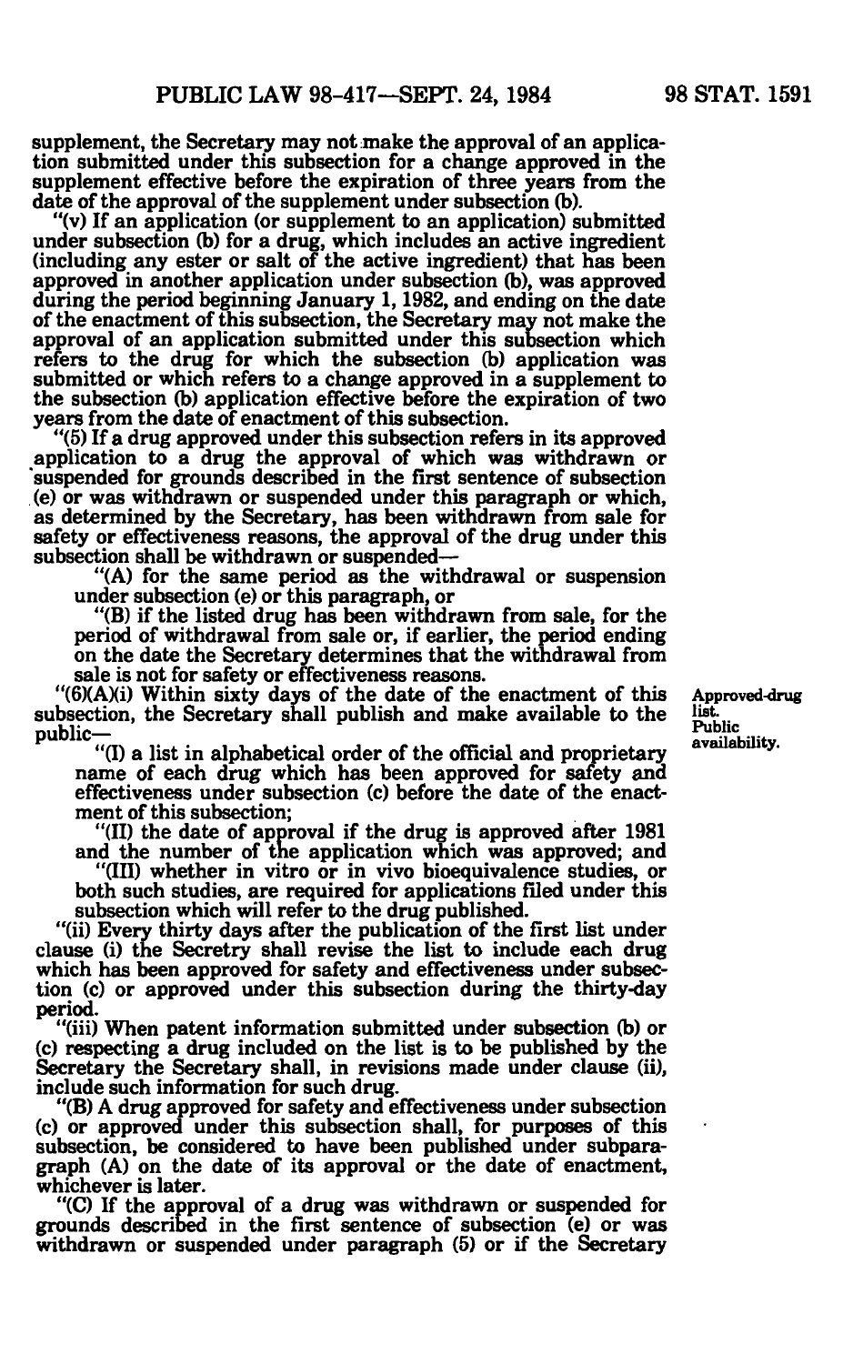supplement, the Secretary may not make the approval of an application submitted under this subsection for a change approved in the supplement effective before the expiration of three years from the date of the approval of the supplement under subsection (b).

"(v) If an application (or supplement to an application) submitted under subsection (b) for a drug, which includes an active ingredient (including any ester or salt of the active ingredient) that has been approved in another application under subsection (b), was approved during the period beginning January 1, 1982, and ending on the date of the enactment of this subsection, the Secretary may not make the approval of an application submitted under this subsection which refers to the drug for which the subsection (b) application was submitted or which refers to a change approved in a supplement to the subsection (b) application effective before the expiration of two years from the date of enactment of this subsection.

"(5) If a drug approved under this subsection refers in its approved application to a drug the approval of which was withdrawn or suspended for grounds described in the first sentence of subsection (e) or was withdrawn or suspended under this paragraph or which, as determined by the Secretary, has been withdrawn from sale for safety or effectiveness reasons, the approval of the drug under this subsection shall be withdrawn or suspended—

"(A) for the same period as the withdrawal or suspension under subsection (e) or this paragraph, or

"(B) if the listed drug has been withdrawn from sale, for the period of withdrawal from sale or, if earlier, the period ending on the date the Secretary determines that the withdrawal from sale is not for safety or effectiveness reasons.

Approved-drug list. Public availability.

"(6)(A)(i) Within sixty days of the date of the enactment of this subsection, the Secretary shall publish and make available to the public—

"(I) a list in alphabetical order of the official and proprietary name of each drug which has been approved for safety and effectiveness under subsection (c) before the date of the enactment of this subsection;

"(II) the date of approval if the drug is approved after 1981 and the number of the application which was approved; and

"(III) whether in vitro or in vivo bioequivalence studies, or both such studies, are required for applications filed under this subsection which will refer to the drug published.

"(ii) Every thirty days after the publication of the first list under clause (i) the Secretry shall revise the list to include each drug which has been approved for safety and effectiveness under subsection (c) or approved under this subsection during the thirty-day period.

"(iii) When patent information submitted under subsection (b) or (c) respecting a drug included on the list is to be published by the Secretary the Secretary shall, in revisions made under clause (ii), include such information for such drug.

"(B) A drug approved for safety and effectiveness under subsection (c) or approved under this subsection shall, for purposes of this subsection, be considered to have been published under subparagraph (A) on the date of its approval or the date of enactment, whichever is later.

"(C) If the approval of a drug was withdrawn or suspended for grounds described in the first sentence of subsection (e) or was withdrawn or suspended under paragraph (5) or if the Secretary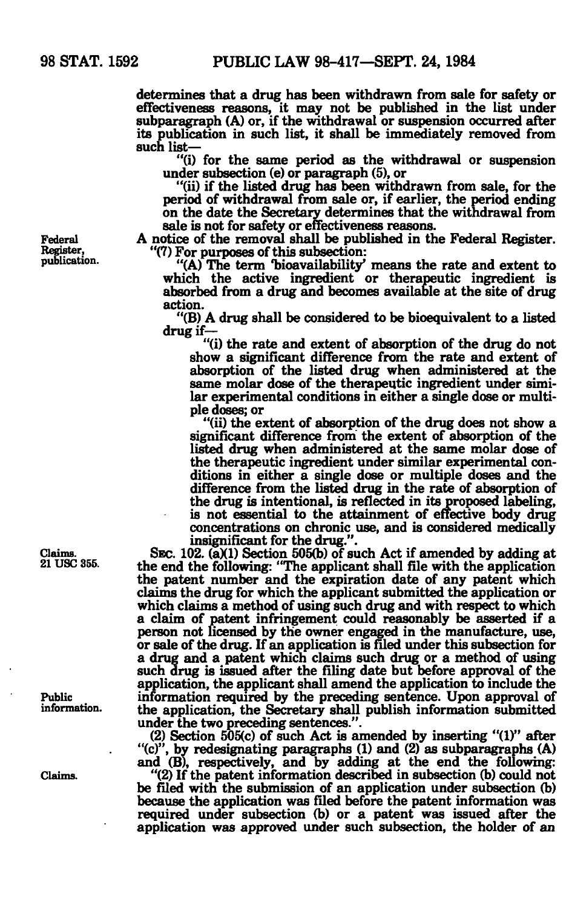determines that a drug has been withdrawn from sale for safety or effectiveness reasons, it may not be published in the list under subparagraph (A) or, if the withdrawal or suspension occurred after its publication in such list, it shall be immediately removed from such list—

"(i) for the same period as the withdrawal or suspension under subsection (e) or paragraph (5), or

"(ii) if the listed drug has been withdrawn from sale, for the period of withdrawal from sale or, if earlier, the period ending on the date the Secretary determines that the withdrawal from sale is not for safety or effectiveness reasons.

Federal Register, publication.

A notice of the removal shall be published in the Federal Register.

"(7) For purposes of this subsection:

"(A) The term 'bioavailability' means the rate and extent to which the active ingredient or therapeutic ingredient is absorbed from a drug and becomes available at the site of drug action.

"(B) A drug shall be considered to be bioequivalent to a listed drug if—

"(i) the rate and extent of absorption of the drug do not show a significant difference from the rate and extent of absorption of the listed drug when administered at the same molar dose of the therapeutic ingredient under similar experimental conditions in either a single dose or multiple doses; or

"(ii) the extent of absorption of the drug does not show a significant difference from the extent of absorption of the listed drug when administered at the same molar dose of the therapeutic ingredient under similar experimental conditions in either a single dose or multiple doses and the difference from the listed drug in the rate of absorption of the drug is intentional, is reflected in its proposed labeling, is not essential to the attainment of effective body drug concentrations on chronic use, and is considered medically insignificant for the drug.".

Claims. 21 USC 355.

SEC. 102. (a)(1) Section 505(b) of such Act if amended by adding at the end the following: "The applicant shall file with the application the patent number and the expiration date of any patent which claims the drug for which the applicant submitted the application or which claims a method of using such drug and with respect to which a claim of patent infringement could reasonably be asserted if a person not licensed by the owner engaged in the manufacture, use, or sale of the drug. If an application is filed under this subsection for a drug and a patent which claims such drug or a method of using such drug is issued after the filing date but before approval of the application, the applicant shall amend the application to include the information required by the preceding sentence. Upon approval of the application, the Secretary shall publish information submitted under the two preceding sentences.".

Public information.

(2) Section 505(c) of such Act is amended by inserting "(1)" after "(c)", by redesignating paragraphs (1) and (2) as subparagraphs (A) and (B), respectively, and by adding at the end the following:

Claims.

"(2) If the patent information described in subsection (b) could not be filed with the submission of an application under subsection (b) because the application was filed before the patent information was required under subsection (b) or a patent was issued after the application was approved under such subsection, the holder of an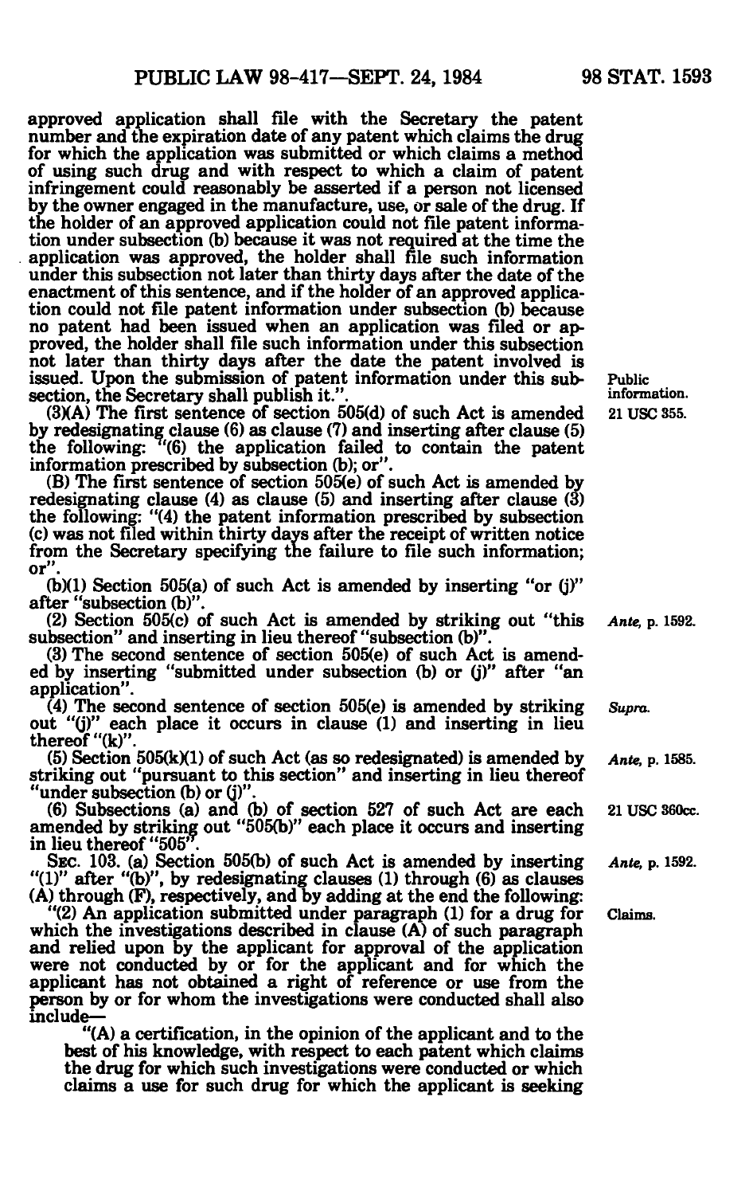approved application shall file with the Secretary the patent number and the expiration date of any patent which claims the drug for which the application was submitted or which claims a method of using such drug and with respect to which a claim of patent infringement could reasonably be asserted if a person not licensed by the owner engaged in the manufacture, use, or sale of the drug. If the holder of an approved application could not file patent information under subsection (b) because it was not required at the time the application was approved, the holder shall file such information under this subsection not later than thirty days after the date of the enactment of this sentence, and if the holder of an approved application could not file patent information under subsection (b) because no patent had been issued when an application was filed or approved, the holder shall file such information under this subsection not later than thirty days after the date the patent involved is issued. Upon the submission of patent information under this subsection, the Secretary shall publish it.".

Public information.

(3)(A) The first sentence of section 505(d) of such Act is amended by redesignating clause (6) as clause (7) and inserting after clause (5) the following: "(6) the application failed to contain the patent information prescribed by subsection (b); or".

21 USC 355.

(B) The first sentence of section 505(e) of such Act is amended by redesignating clause (4) as clause (5) and inserting after clause (3) the following: "(4) the patent information prescribed by subsection (c) was not filed within thirty days after the receipt of written notice from the Secretary specifying the failure to file such information; or".

(b)(1) Section 505(a) of such Act is amended by inserting "or (j)" after "subsection (b)".

(2) Section 505(c) of such Act is amended by striking out "this subsection" and inserting in lieu thereof "subsection (b)".

*Ante*, p. 1592.

(3) The second sentence of section 505(e) of such Act is amended by inserting "submitted under subsection (b) or (j)" after "an application".

(4) The second sentence of section 505(e) is amended by striking out "(j)" each place it occurs in clause (1) and inserting in lieu thereof "(k)".

*Supra*.

(5) Section 505(k)(1) of such Act (as so redesignated) is amended by striking out "pursuant to this section" and inserting in lieu thereof "under subsection (b) or (j)".

*Ante*, p. 1585.

(6) Subsections (a) and (b) of section 527 of such Act are each amended by striking out "505(b)" each place it occurs and inserting in lieu thereof "505".

21 USC 360cc.

SEC. 103. (a) Section 505(b) of such Act is amended by inserting "(1)" after "(b)", by redesignating clauses (1) through (6) as clauses (A) through (F), respectively, and by adding at the end the following:

*Ante*, p. 1592.

"(2) An application submitted under paragraph (1) for a drug for which the investigations described in clause (A) of such paragraph and relied upon by the applicant for approval of the application were not conducted by or for the applicant and for which the applicant has not obtained a right of reference or use from the person by or for whom the investigations were conducted shall also include—

Claims.

"(A) a certification, in the opinion of the applicant and to the best of his knowledge, with respect to each patent which claims the drug for which such investigations were conducted or which claims a use for such drug for which the applicant is seeking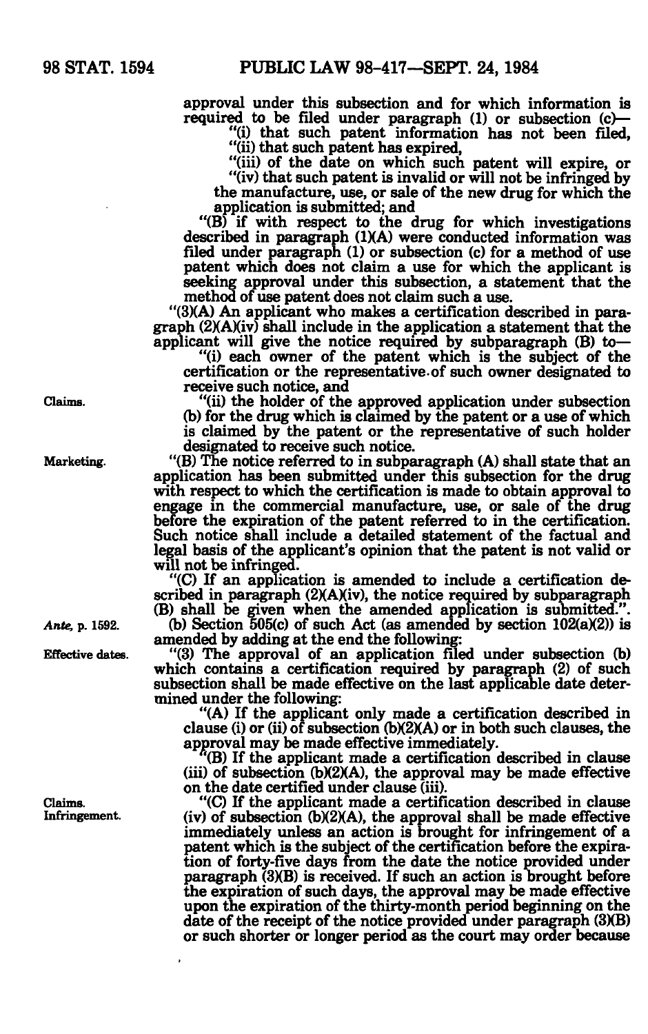approval under this subsection and for which information is required to be filed under paragraph (1) or subsection (c)—

"(i) that such patent information has not been filed,

"(ii) that such patent has expired,

"(iii) of the date on which such patent will expire, or

"(iv) that such patent is invalid or will not be infringed by the manufacture, use, or sale of the new drug for which the application is submitted; and

"(B) if with respect to the drug for which investigations described in paragraph (1)(A) were conducted information was filed under paragraph (1) or subsection (c) for a method of use patent which does not claim a use for which the applicant is seeking approval under this subsection, a statement that the method of use patent does not claim such a use.

"(3)(A) An applicant who makes a certification described in paragraph (2)(A)(iv) shall include in the application a statement that the applicant will give the notice required by subparagraph (B) to—

"(i) each owner of the patent which is the subject of the certification or the representative of such owner designated to receive such notice, and

Claims.

"(ii) the holder of the approved application under subsection (b) for the drug which is claimed by the patent or a use of which is claimed by the patent or the representative of such holder designated to receive such notice.

Marketing.

"(B) The notice referred to in subparagraph (A) shall state that an application has been submitted under this subsection for the drug with respect to which the certification is made to obtain approval to engage in the commercial manufacture, use, or sale of the drug before the expiration of the patent referred to in the certification. Such notice shall include a detailed statement of the factual and legal basis of the applicant's opinion that the patent is not valid or will not be infringed.

"(C) If an application is amended to include a certification described in paragraph (2)(A)(iv), the notice required by subparagraph (B) shall be given when the amended application is submitted.".

*Ante*, p. 1592.

(b) Section 505(c) of such Act (as amended by section 102(a)(2)) is amended by adding at the end the following:

Effective dates.

"(3) The approval of an application filed under subsection (b) which contains a certification required by paragraph (2) of such subsection shall be made effective on the last applicable date determined under the following:

"(A) If the applicant only made a certification described in clause (i) or (ii) of subsection (b)(2)(A) or in both such clauses, the approval may be made effective immediately.

"(B) If the applicant made a certification described in clause (iii) of subsection (b)(2)(A), the approval may be made effective on the date certified under clause (iii).

Claims. Infringement.

"(C) If the applicant made a certification described in clause (iv) of subsection (b)(2)(A), the approval shall be made effective immediately unless an action is brought for infringement of a patent which is the subject of the certification before the expiration of forty-five days from the date the notice provided under paragraph (3)(B) is received. If such an action is brought before the expiration of such days, the approval may be made effective upon the expiration of the thirty-month period beginning on the date of the receipt of the notice provided under paragraph (3)(B) or such shorter or longer period as the court may order because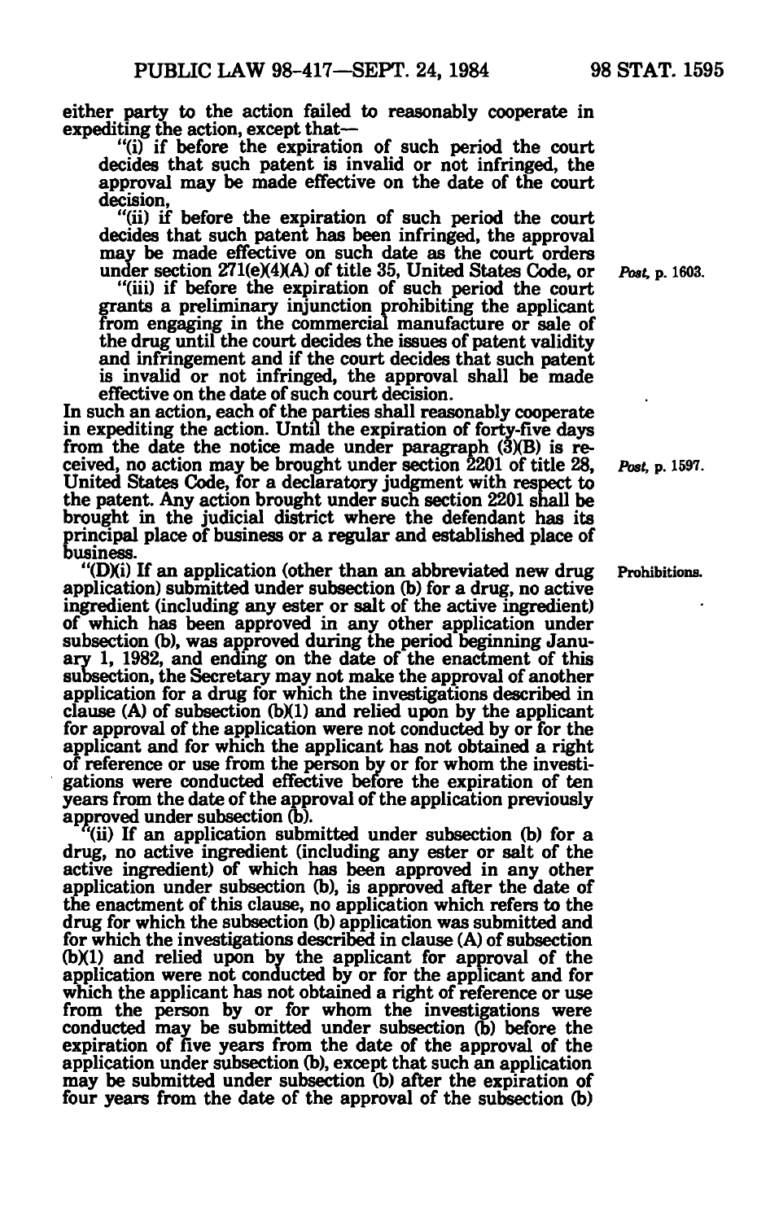either party to the action failed to reasonably cooperate in expediting the action, except that—

"(i) if before the expiration of such period the court decides that such patent is invalid or not infringed, the approval may be made effective on the date of the court decision,

"(ii) if before the expiration of such period the court decides that such patent has been infringed, the approval may be made effective on such date as the court orders under section 271(e)(4)(A) of title 35, United States Code, or

Post, p. 1603.

"(iii) if before the expiration of such period the court grants a preliminary injunction prohibiting the applicant from engaging in the commercial manufacture or sale of the drug until the court decides the issues of patent validity and infringement and if the court decides that such patent is invalid or not infringed, the approval shall be made effective on the date of such court decision.

In such an action, each of the parties shall reasonably cooperate in expediting the action. Until the expiration of forty-five days from the date the notice made under paragraph (3)(B) is received, no action may be brought under section 2201 of title 28, United States Code, for a declaratory judgment with respect to the patent. Any action brought under such section 2201 shall be brought in the judicial district where the defendant has its principal place of business or a regular and established place of business.

Post, p. 1597.

Prohibitions.

"(D)(i) If an application (other than an abbreviated new drug application) submitted under subsection (b) for a drug, no active ingredient (including any ester or salt of the active ingredient) of which has been approved in any other application under subsection (b), was approved during the period beginning January 1, 1982, and ending on the date of the enactment of this subsection, the Secretary may not make the approval of another application for a drug for which the investigations described in clause (A) of subsection (b)(1) and relied upon by the applicant for approval of the application were not conducted by or for the applicant and for which the applicant has not obtained a right of reference or use from the person by or for whom the investigations were conducted effective before the expiration of ten years from the date of the approval of the application previously approved under subsection (b).

"(ii) If an application submitted under subsection (b) for a drug, no active ingredient (including any ester or salt of the active ingredient) of which has been approved in any other application under subsection (b), is approved after the date of the enactment of this clause, no application which refers to the drug for which the subsection (b) application was submitted and for which the investigations described in clause (A) of subsection (b)(1) and relied upon by the applicant for approval of the application were not conducted by or for the applicant and for which the applicant has not obtained a right of reference or use from the person by or for whom the investigations were conducted may be submitted under subsection (b) before the expiration of five years from the date of the approval of the application under subsection (b), except that such an application may be submitted under subsection (b) after the expiration of four years from the date of the approval of the subsection (b)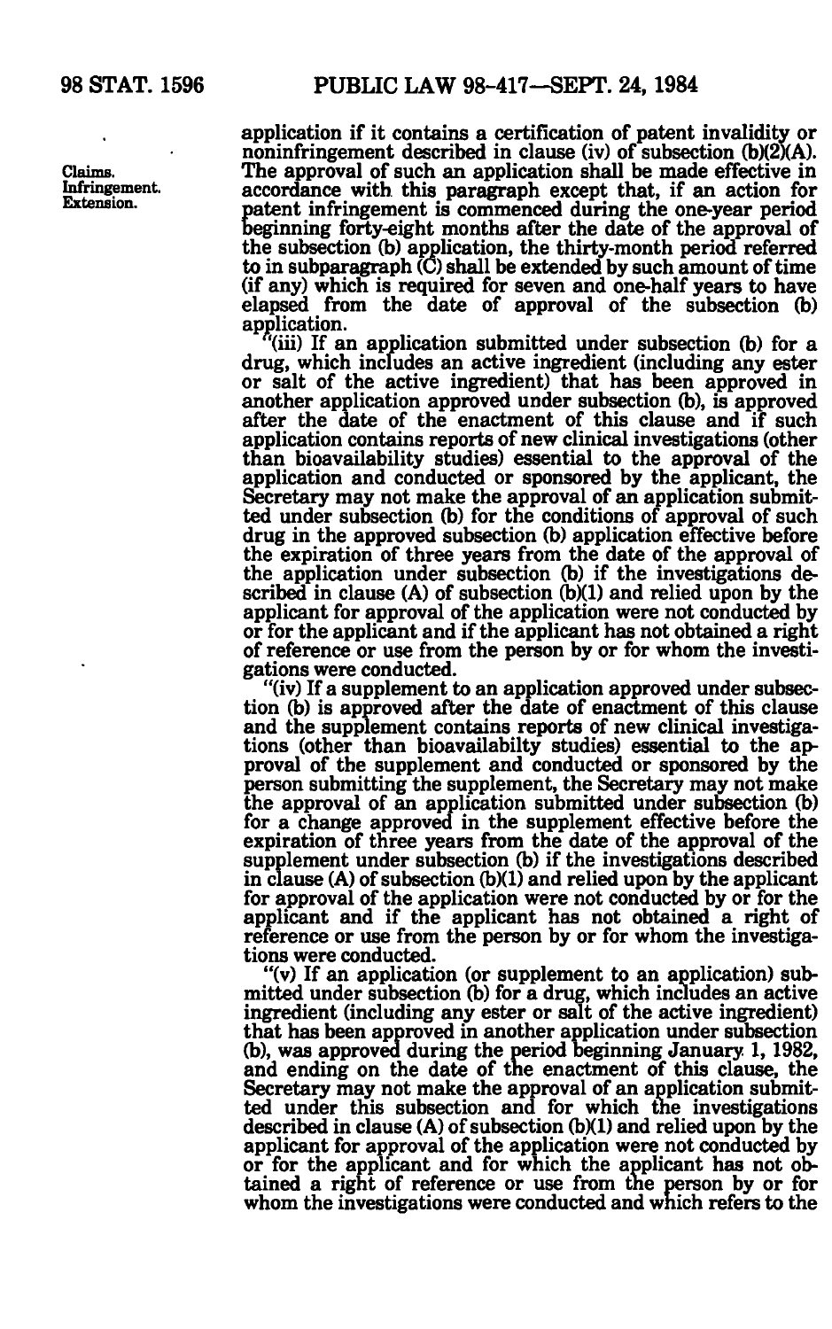application if it contains a certification of patent invalidity or noninfringement described in clause (iv) of subsection (b)(2)(A). The approval of such an application shall be made effective in accordance with this paragraph except that, if an action for patent infringement is commenced during the one-year period beginning forty-eight months after the date of the approval of the subsection (b) application, the thirty-month period referred to in subparagraph (C) shall be extended by such amount of time (if any) which is required for seven and one-half years to have elapsed from the date of approval of the subsection (b) application.

Claims. Infringement. Extension.

"(iii) If an application submitted under subsection (b) for a drug, which includes an active ingredient (including any ester or salt of the active ingredient) that has been approved in another application approved under subsection (b), is approved after the date of the enactment of this clause and if such application contains reports of new clinical investigations (other than bioavailability studies) essential to the approval of the application and conducted or sponsored by the applicant, the Secretary may not make the approval of an application submitted under subsection (b) for the conditions of approval of such drug in the approved subsection (b) application effective before the expiration of three years from the date of the approval of the application under subsection (b) if the investigations described in clause (A) of subsection (b)(1) and relied upon by the applicant for approval of the application were not conducted by or for the applicant and if the applicant has not obtained a right of reference or use from the person by or for whom the investigations were conducted.

"(iv) If a supplement to an application approved under subsection (b) is approved after the date of enactment of this clause and the supplement contains reports of new clinical investigations (other than bioavailabilty studies) essential to the approval of the supplement and conducted or sponsored by the person submitting the supplement, the Secretary may not make the approval of an application submitted under subsection (b) for a change approved in the supplement effective before the expiration of three years from the date of the approval of the supplement under subsection (b) if the investigations described in clause (A) of subsection (b)(1) and relied upon by the applicant for approval of the application were not conducted by or for the applicant and if the applicant has not obtained a right of reference or use from the person by or for whom the investigations were conducted.

"(v) If an application (or supplement to an application) submitted under subsection (b) for a drug, which includes an active ingredient (including any ester or salt of the active ingredient) that has been approved in another application under subsection (b), was approved during the period beginning January 1, 1982, and ending on the date of the enactment of this clause, the Secretary may not make the approval of an application submitted under this subsection and for which the investigations described in clause (A) of subsection (b)(1) and relied upon by the applicant for approval of the application were not conducted by or for the applicant and for which the applicant has not obtained a right of reference or use from the person by or for whom the investigations were conducted and which refers to the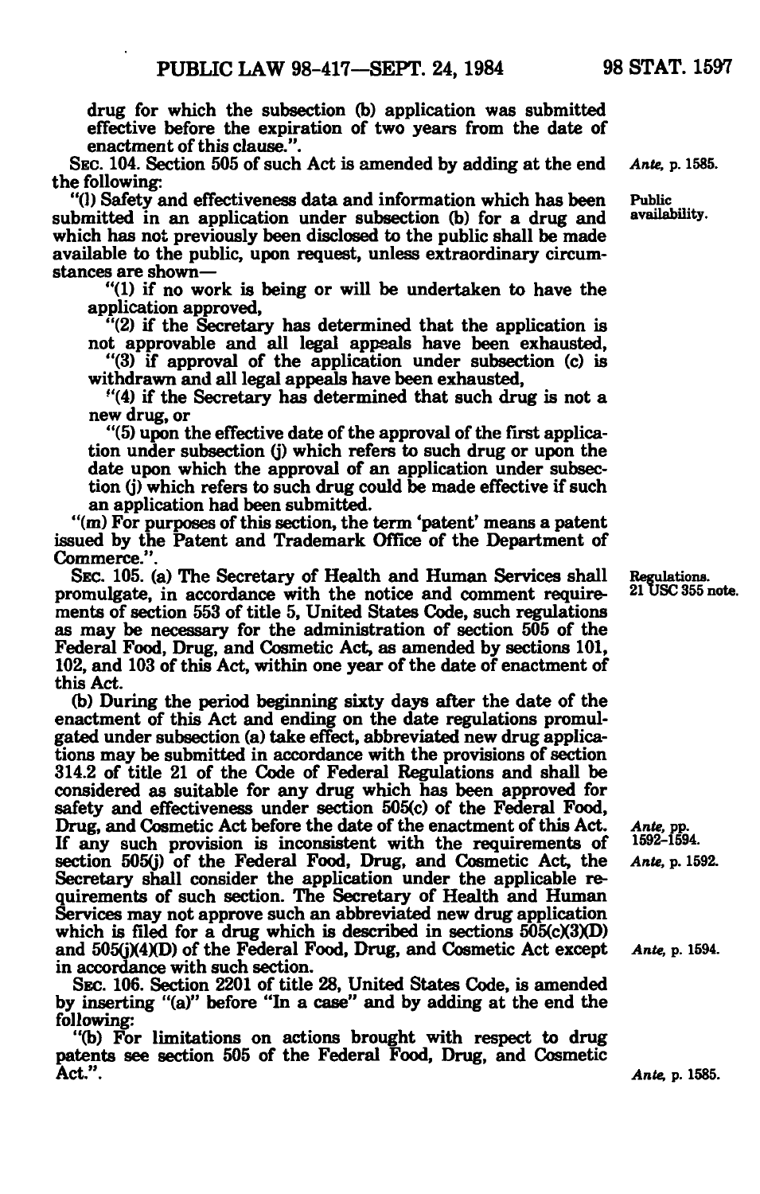drug for which the subsection (b) application was submitted effective before the expiration of two years from the date of enactment of this clause.".

SEC. 104. Section 505 of such Act is amended by adding at the end the following:

*Ante*, p. 1585.

"(l) Safety and effectiveness data and information which has been submitted in an application under subsection (b) for a drug and which has not previously been disclosed to the public shall be made available to the public, upon request, unless extraordinary circumstances are shown—

Public availability.

"(1) if no work is being or will be undertaken to have the application approved,

"(2) if the Secretary has determined that the application is not approvable and all legal appeals have been exhausted,

"(3) if approval of the application under subsection (c) is withdrawn and all legal appeals have been exhausted,

"(4) if the Secretary has determined that such drug is not a new drug, or

"(5) upon the effective date of the approval of the first application under subsection (j) which refers to such drug or upon the date upon which the approval of an application under subsection (j) which refers to such drug could be made effective if such an application had been submitted.

"(m) For purposes of this section, the term 'patent' means a patent issued by the Patent and Trademark Office of the Department of Commerce.".

SEC. 105. (a) The Secretary of Health and Human Services shall promulgate, in accordance with the notice and comment requirements of section 553 of title 5, United States Code, such regulations as may be necessary for the administration of section 505 of the Federal Food, Drug, and Cosmetic Act, as amended by sections 101, 102, and 103 of this Act, within one year of the date of enactment of this Act.

Regulations. 21 USC 355 note.

(b) During the period beginning sixty days after the date of the enactment of this Act and ending on the date regulations promulgated under subsection (a) take effect, abbreviated new drug applications may be submitted in accordance with the provisions of section 314.2 of title 21 of the Code of Federal Regulations and shall be considered as suitable for any drug which has been approved for safety and effectiveness under section 505(c) of the Federal Food, Drug, and Cosmetic Act before the date of the enactment of this Act. If any such provision is inconsistent with the requirements of section 505(j) of the Federal Food, Drug, and Cosmetic Act, the Secretary shall consider the application under the applicable requirements of such section. The Secretary of Health and Human Services may not approve such an abbreviated new drug application which is filed for a drug which is described in sections 505(c)(3)(D) and 505(j)(4)(D) of the Federal Food, Drug, and Cosmetic Act except in accordance with such section.

*Ante*, pp. 1592–1594.

*Ante*, p. 1592.

*Ante*, p. 1594.

SEC. 106. Section 2201 of title 28, United States Code, is amended by inserting "(a)" before "In a case" and by adding at the end the following:

"(b) For limitations on actions brought with respect to drug patents see section 505 of the Federal Food, Drug, and Cosmetic Act.".

*Ante*, p. 1585.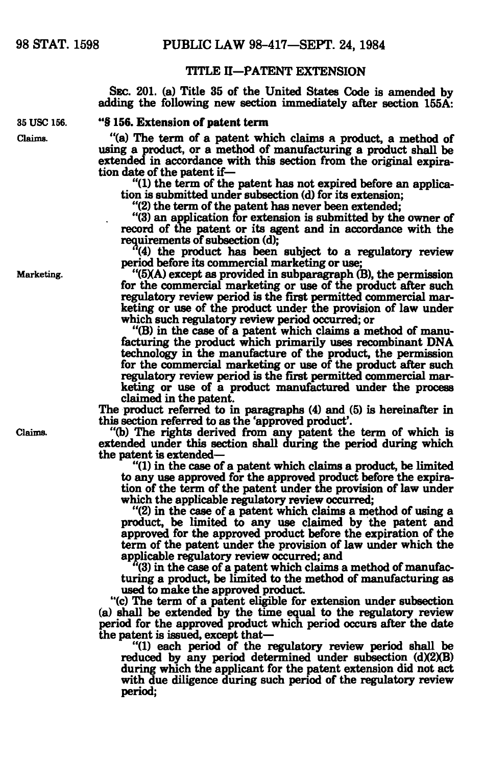## TITLE II—PATENT EXTENSION

SEC. 201. (a) Title 35 of the United States Code is amended by adding the following new section immediately after section 155A:

35 USC 156.

### "§ 156. Extension of patent term

Claims.

"(a) The term of a patent which claims a product, a method of using a product, or a method of manufacturing a product shall be extended in accordance with this section from the original expiration date of the patent if—

"(1) the term of the patent has not expired before an application is submitted under subsection (d) for its extension;

"(2) the term of the patent has never been extended;

"(3) an application for extension is submitted by the owner of record of the patent or its agent and in accordance with the requirements of subsection (d);

"(4) the product has been subject to a regulatory review period before its commercial marketing or use;

Marketing.

"(5)(A) except as provided in subparagraph (B), the permission for the commercial marketing or use of the product after such regulatory review period is the first permitted commercial marketing or use of the product under the provision of law under which such regulatory review period occurred; or

"(B) in the case of a patent which claims a method of manufacturing the product which primarily uses recombinant DNA technology in the manufacture of the product, the permission for the commercial marketing or use of the product after such regulatory review period is the first permitted commercial marketing or use of a product manufactured under the process claimed in the patent.

The product referred to in paragraphs (4) and (5) is hereinafter in this section referred to as the 'approved product'.

Claims.

"(b) The rights derived from any patent the term of which is extended under this section shall during the period during which the patent is extended—

"(1) in the case of a patent which claims a product, be limited to any use approved for the approved product before the expiration of the term of the patent under the provision of law under which the applicable regulatory review occurred;

"(2) in the case of a patent which claims a method of using a product, be limited to any use claimed by the patent and approved for the approved product before the expiration of the term of the patent under the provision of law under which the applicable regulatory review occurred; and

"(3) in the case of a patent which claims a method of manufacturing a product, be limited to the method of manufacturing as used to make the approved product.

"(c) The term of a patent eligible for extension under subsection (a) shall be extended by the time equal to the regulatory review period for the approved product which period occurs after the date the patent is issued, except that—

"(1) each period of the regulatory review period shall be reduced by any period determined under subsection (d)(2)(B) during which the applicant for the patent extension did not act with due diligence during such period of the regulatory review period;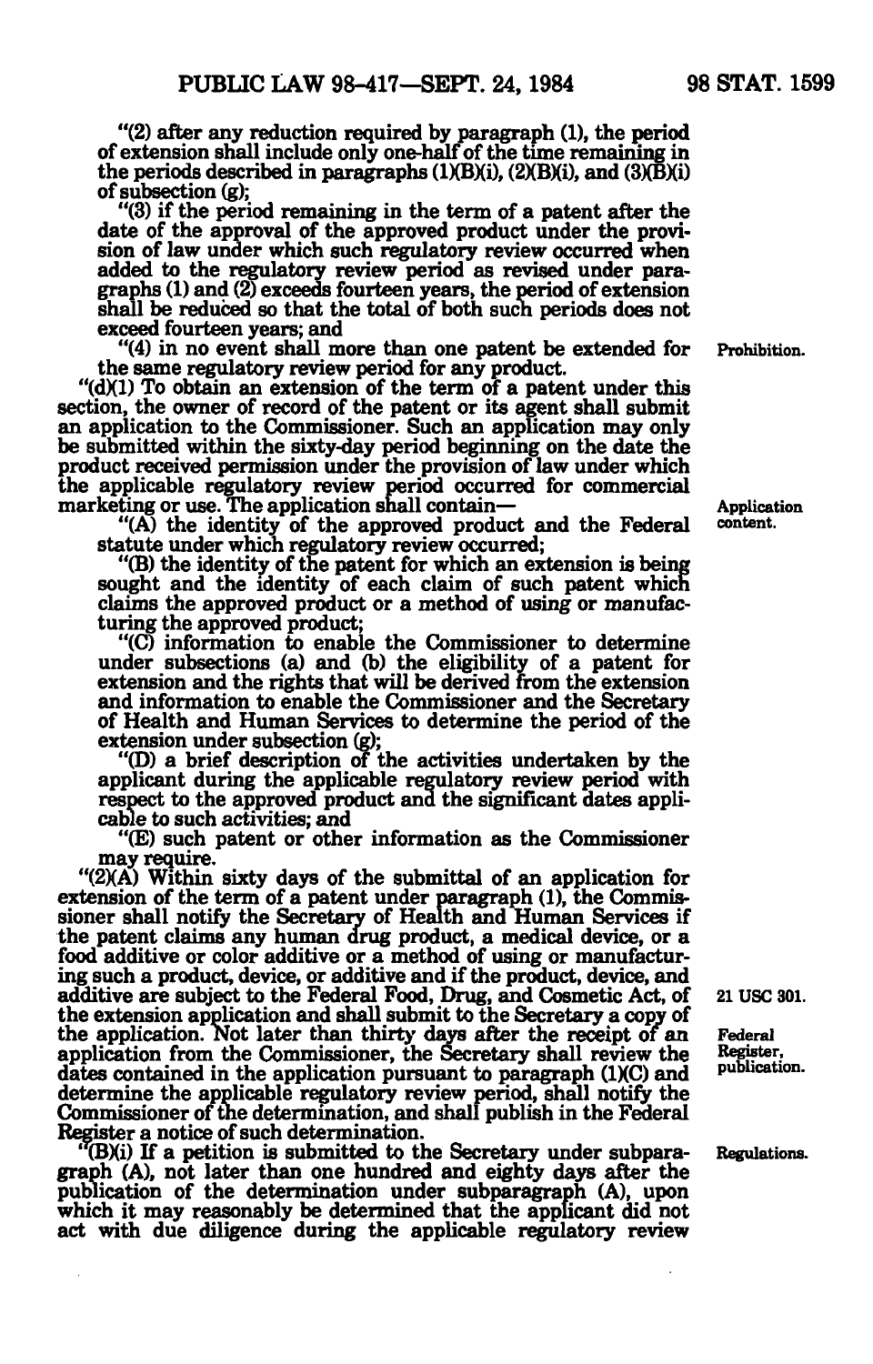"(2) after any reduction required by paragraph (1), the period of extension shall include only one-half of the time remaining in the periods described in paragraphs (1)(B)(i), (2)(B)(i), and (3)(B)(i) of subsection (g);

"(3) if the period remaining in the term of a patent after the date of the approval of the approved product under the provision of law under which such regulatory review occurred when added to the regulatory review period as revised under paragraphs (1) and (2) exceeds fourteen years, the period of extension shall be reduced so that the total of both such periods does not exceed fourteen years; and

"(4) in no event shall more than one patent be extended for the same regulatory review period for any product.

Prohibition.

"(d)(1) To obtain an extension of the term of a patent under this section, the owner of record of the patent or its agent shall submit an application to the Commissioner. Such an application may only be submitted within the sixty-day period beginning on the date the product received permission under the provision of law under which the applicable regulatory review period occurred for commercial marketing or use. The application shall contain—

Application content.

"(A) the identity of the approved product and the Federal statute under which regulatory review occurred;

"(B) the identity of the patent for which an extension is being sought and the identity of each claim of such patent which claims the approved product or a method of using or manufacturing the approved product;

"(C) information to enable the Commissioner to determine under subsections (a) and (b) the eligibility of a patent for extension and the rights that will be derived from the extension and information to enable the Commissioner and the Secretary of Health and Human Services to determine the period of the extension under subsection (g);

"(D) a brief description of the activities undertaken by the applicant during the applicable regulatory review period with respect to the approved product and the significant dates applicable to such activities; and

"(E) such patent or other information as the Commissioner may require.

"(2)(A) Within sixty days of the submittal of an application for extension of the term of a patent under paragraph (1), the Commissioner shall notify the Secretary of Health and Human Services if the patent claims any human drug product, a medical device, or a food additive or color additive or a method of using or manufacturing such a product, device, or additive and if the product, device, and additive are subject to the Federal Food, Drug, and Cosmetic Act, of the extension application and shall submit to the Secretary a copy of the application. Not later than thirty days after the receipt of an application from the Commissioner, the Secretary shall review the dates contained in the application pursuant to paragraph (1)(C) and determine the applicable regulatory review period, shall notify the Commissioner of the determination, and shall publish in the Federal Register a notice of such determination.

21 USC 301.

Federal Register, publication.

"(B)(i) If a petition is submitted to the Secretary under subparagraph (A), not later than one hundred and eighty days after the publication of the determination under subparagraph (A), upon which it may reasonably be determined that the applicant did not act with due diligence during the applicable regulatory review

Regulations.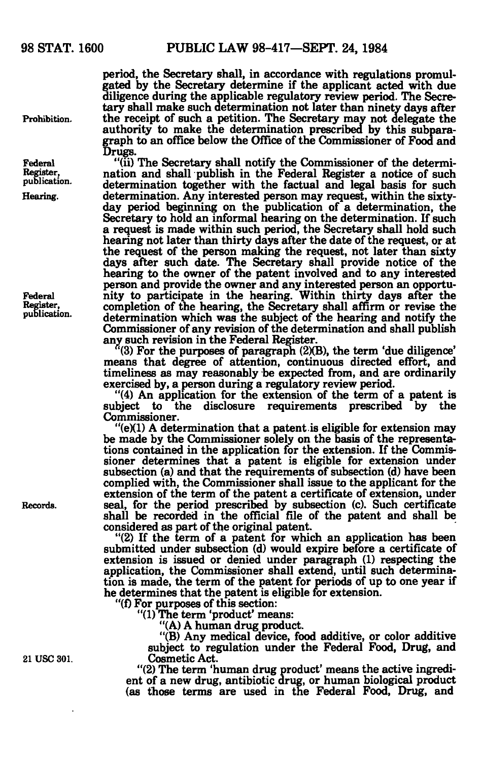period, the Secretary shall, in accordance with regulations promulgated by the Secretary determine if the applicant acted with due diligence during the applicable regulatory review period. The Secretary shall make such determination not later than ninety days after the receipt of such a petition. The Secretary may not delegate the authority to make the determination prescribed by this subparagraph to an office below the Office of the Commissioner of Food and Drugs.

Prohibition.

"(ii) The Secretary shall notify the Commissioner of the determination and shall publish in the Federal Register a notice of such determination together with the factual and legal basis for such determination. Any interested person may request, within the sixty-day period beginning on the publication of a determination, the Secretary to hold an informal hearing on the determination. If such a request is made within such period, the Secretary shall hold such hearing not later than thirty days after the date of the request, or at the request of the person making the request, not later than sixty days after such date. The Secretary shall provide notice of the hearing to the owner of the patent involved and to any interested person and provide the owner and any interested person an opportunity to participate in the hearing. Within thirty days after the completion of the hearing, the Secretary shall affirm or revise the determination which was the subject of the hearing and notify the Commissioner of any revision of the determination and shall publish any such revision in the Federal Register.

Federal Register, publication.

Hearing.

Federal Register, publication.

"(3) For the purposes of paragraph (2)(B), the term 'due diligence' means that degree of attention, continuous directed effort, and timeliness as may reasonably be expected from, and are ordinarily exercised by, a person during a regulatory review period.

"(4) An application for the extension of the term of a patent is subject to the disclosure requirements prescribed by the Commissioner.

"(e)(1) A determination that a patent is eligible for extension may be made by the Commissioner solely on the basis of the representations contained in the application for the extension. If the Commissioner determines that a patent is eligible for extension under subsection (a) and that the requirements of subsection (d) have been complied with, the Commissioner shall issue to the applicant for the extension of the term of the patent a certificate of extension, under seal, for the period prescribed by subsection (c). Such certificate shall be recorded in the official file of the patent and shall be considered as part of the original patent.

Records.

"(2) If the term of a patent for which an application has been submitted under subsection (d) would expire before a certificate of extension is issued or denied under paragraph (1) respecting the application, the Commissioner shall extend, until such determination is made, the term of the patent for periods of up to one year if he determines that the patent is eligible for extension.

"(f) For purposes of this section:

"(1) The term 'product' means:

"(A) A human drug product.

"(B) Any medical device, food additive, or color additive subject to regulation under the Federal Food, Drug, and Cosmetic Act.

21 USC 301.

"(2) The term 'human drug product' means the active ingredient of a new drug, antibiotic drug, or human biological product (as those terms are used in the Federal Food, Drug, and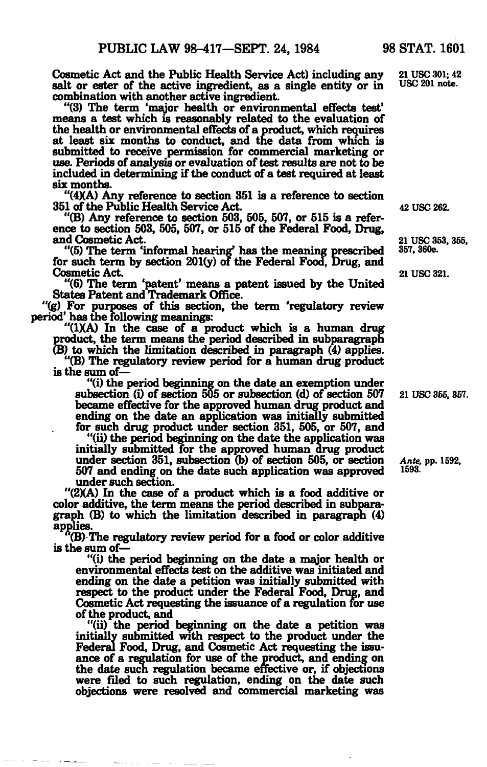Cosmetic Act and the Public Health Service Act) including any salt or ester of the active ingredient, as a single entity or in combination with another active ingredient.

21 USC 301; 42 USC 201 note.

"(3) The term 'major health or environmental effects test' means a test which is reasonably related to the evaluation of the health or environmental effects of a product, which requires at least six months to conduct, and the data from which is submitted to receive permission for commercial marketing or use. Periods of analysis or evaluation of test results are not to be included in determining if the conduct of a test required at least six months.

"(4)(A) Any reference to section 351 is a reference to section 351 of the Public Health Service Act.

42 USC 262.

"(B) Any reference to section 503, 505, 507, or 515 is a reference to section 503, 505, 507, or 515 of the Federal Food, Drug, and Cosmetic Act.

21 USC 353, 355, 357, 360e.

"(5) The term 'informal hearing' has the meaning prescribed for such term by section 201(y) of the Federal Food, Drug, and Cosmetic Act.

21 USC 321.

"(6) The term 'patent' means a patent issued by the United States Patent and Trademark Office.

"(g) For purposes of this section, the term 'regulatory review period' has the following meanings:

"(1)(A) In the case of a product which is a human drug product, the term means the period described in subparagraph (B) to which the limitation described in paragraph (4) applies.

"(B) The regulatory review period for a human drug product is the sum of—

"(i) the period beginning on the date an exemption under subsection (i) of section 505 or subsection (d) of section 507 became effective for the approved human drug product and ending on the date an application was initially submitted for such drug product under section 351, 505, or 507, and

21 USC 355, 357.

"(ii) the period beginning on the date the application was initially submitted for the approved human drug product under section 351, subsection (b) of section 505, or section 507 and ending on the date such application was approved under such section.

*Ante*, pp. 1592, 1593.

"(2)(A) In the case of a product which is a food additive or color additive, the term means the period described in subparagraph (B) to which the limitation described in paragraph (4) applies.

"(B) The regulatory review period for a food or color additive is the sum of—

"(i) the period beginning on the date a major health or environmental effects test on the additive was initiated and ending on the date a petition was initially submitted with respect to the product under the Federal Food, Drug, and Cosmetic Act requesting the issuance of a regulation for use of the product, and

"(ii) the period beginning on the date a petition was initially submitted with respect to the product under the Federal Food, Drug, and Cosmetic Act requesting the issuance of a regulation for use of the product, and ending on the date such regulation became effective or, if objections were filed to such regulation, ending on the date such objections were resolved and commercial marketing was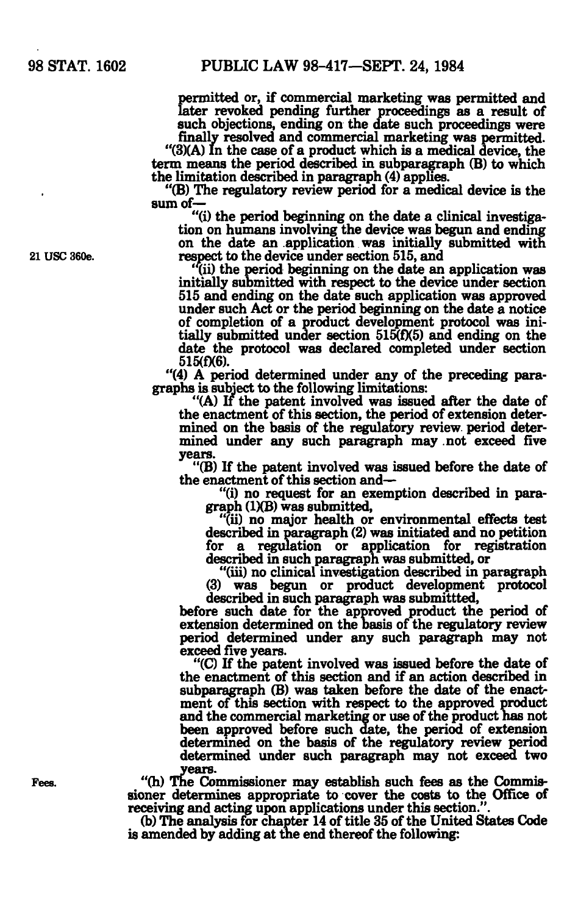permitted or, if commercial marketing was permitted and later revoked pending further proceedings as a result of such objections, ending on the date such proceedings were finally resolved and commercial marketing was permitted.

"(3)(A) In the case of a product which is a medical device, the term means the period described in subparagraph (B) to which the limitation described in paragraph (4) applies.

"(B) The regulatory review period for a medical device is the sum of—

"(i) the period beginning on the date a clinical investigation on humans involving the device was begun and ending on the date an application was initially submitted with respect to the device under section 515, and

21 USC 360e.

"(ii) the period beginning on the date an application was initially submitted with respect to the device under section 515 and ending on the date such application was approved under such Act or the period beginning on the date a notice of completion of a product development protocol was initially submitted under section 515(f)(5) and ending on the date the protocol was declared completed under section 515(f)(6).

"(4) A period determined under any of the preceding paragraphs is subject to the following limitations:

"(A) If the patent involved was issued after the date of the enactment of this section, the period of extension determined on the basis of the regulatory review period determined under any such paragraph may not exceed five years.

"(B) If the patent involved was issued before the date of the enactment of this section and—

"(i) no request for an exemption described in paragraph (1)(B) was submitted,

"(ii) no major health or environmental effects test described in paragraph (2) was initiated and no petition for a regulation or application for registration described in such paragraph was submitted, or

"(iii) no clinical investigation described in paragraph (3) was begun or product development protocol described in such paragraph was submittted,

before such date for the approved product the period of extension determined on the basis of the regulatory review period determined under any such paragraph may not exceed five years.

"(C) If the patent involved was issued before the date of the enactment of this section and if an action described in subparagraph (B) was taken before the date of the enactment of this section with respect to the approved product and the commercial marketing or use of the product has not been approved before such date, the period of extension determined on the basis of the regulatory review period determined under such paragraph may not exceed two years.

Fees.

"(h) The Commissioner may establish such fees as the Commissioner determines appropriate to cover the costs to the Office of receiving and acting upon applications under this section.".

(b) The analysis for chapter 14 of title 35 of the United States Code is amended by adding at the end thereof the following: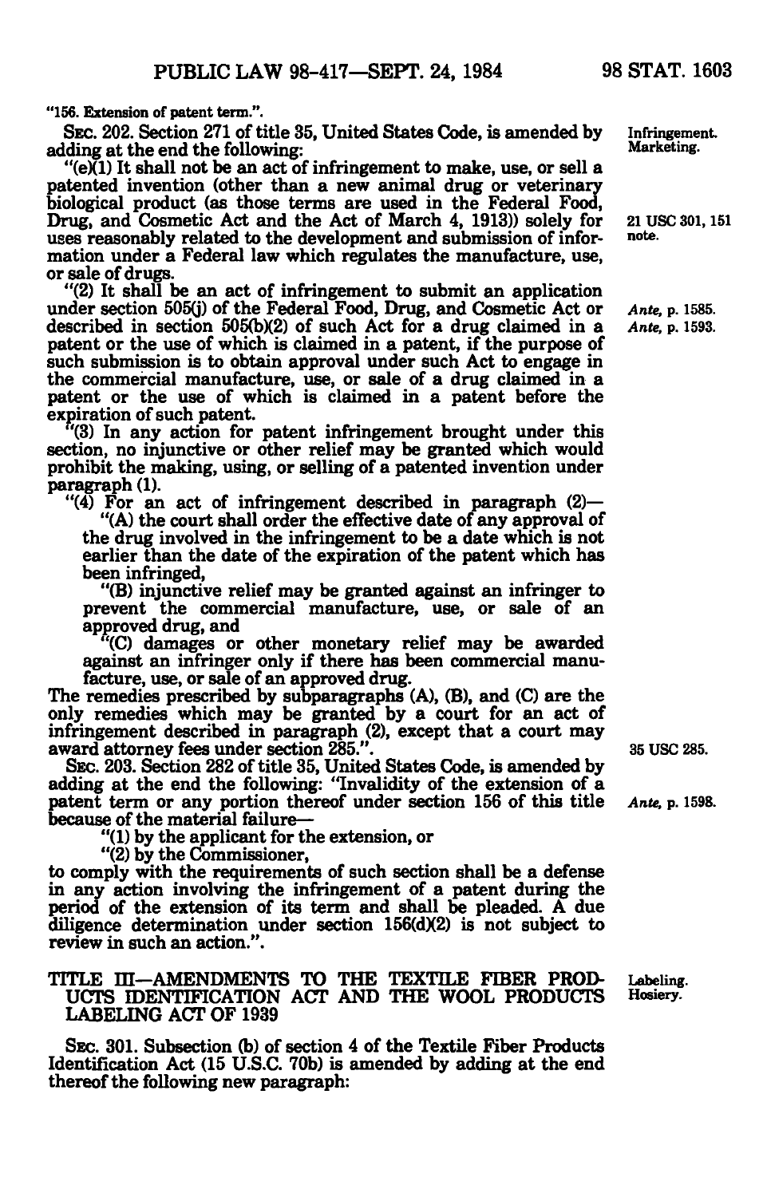"156. Extension of patent term.".

SEC. 202. Section 271 of title 35, United States Code, is amended by adding at the end the following:

Infringement. Marketing.

"(e)(1) It shall not be an act of infringement to make, use, or sell a patented invention (other than a new animal drug or veterinary biological product (as those terms are used in the Federal Food, Drug, and Cosmetic Act and the Act of March 4, 1913)) solely for uses reasonably related to the development and submission of information under a Federal law which regulates the manufacture, use, or sale of drugs.

21 USC 301, 151 note.

"(2) It shall be an act of infringement to submit an application under section 505(j) of the Federal Food, Drug, and Cosmetic Act or described in section 505(b)(2) of such Act for a drug claimed in a patent or the use of which is claimed in a patent, if the purpose of such submission is to obtain approval under such Act to engage in the commercial manufacture, use, or sale of a drug claimed in a patent or the use of which is claimed in a patent before the expiration of such patent.

*Ante*, p. 1585.
*Ante*, p. 1593.

"(3) In any action for patent infringement brought under this section, no injunctive or other relief may be granted which would prohibit the making, using, or selling of a patented invention under paragraph (1).

"(4) For an act of infringement described in paragraph (2)—

"(A) the court shall order the effective date of any approval of the drug involved in the infringement to be a date which is not earlier than the date of the expiration of the patent which has been infringed,

"(B) injunctive relief may be granted against an infringer to prevent the commercial manufacture, use, or sale of an approved drug, and

"(C) damages or other monetary relief may be awarded against an infringer only if there has been commercial manufacture, use, or sale of an approved drug.

The remedies prescribed by subparagraphs (A), (B), and (C) are the only remedies which may be granted by a court for an act of infringement described in paragraph (2), except that a court may award attorney fees under section 285.".

35 USC 285.

SEC. 203. Section 282 of title 35, United States Code, is amended by adding at the end the following: "Invalidity of the extension of a patent term or any portion thereof under section 156 of this title because of the material failure—

*Ante*, p. 1598.

"(1) by the applicant for the extension, or

"(2) by the Commissioner,

to comply with the requirements of such section shall be a defense in any action involving the infringement of a patent during the period of the extension of its term and shall be pleaded. A due diligence determination under section 156(d)(2) is not subject to review in such an action.".

## TITLE III—AMENDMENTS TO THE TEXTILE FIBER PRODUCTS IDENTIFICATION ACT AND THE WOOL PRODUCTS LABELING ACT OF 1939

Labeling. Hosiery.

SEC. 301. Subsection (b) of section 4 of the Textile Fiber Products Identification Act (15 U.S.C. 70b) is amended by adding at the end thereof the following new paragraph: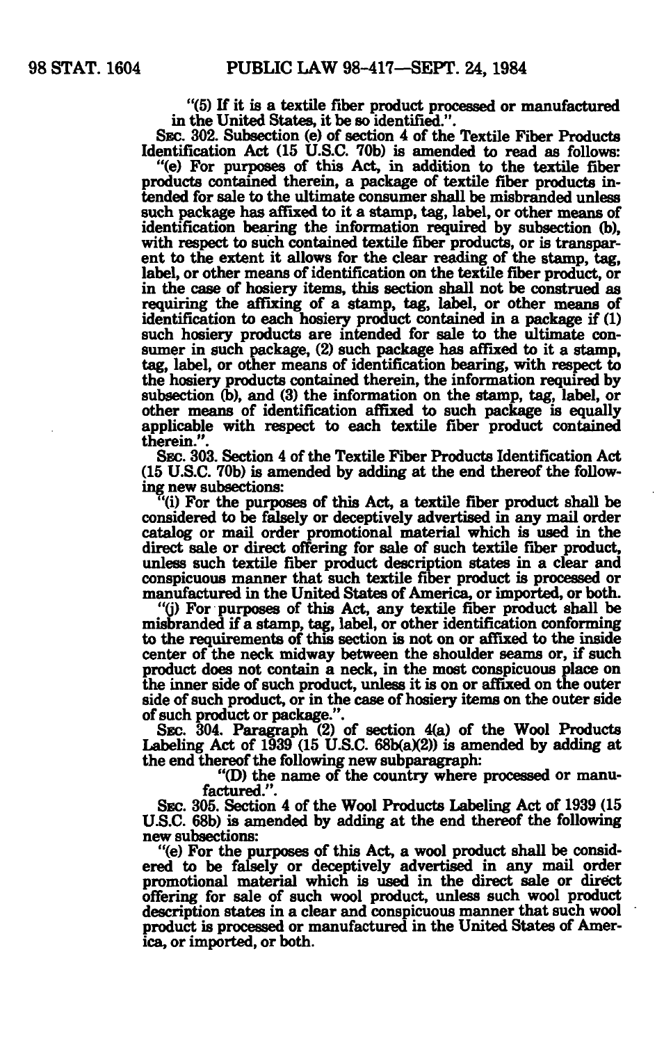"(5) If it is a textile fiber product processed or manufactured in the United States, it be so identified.".

SEC. 302. Subsection (e) of section 4 of the Textile Fiber Products Identification Act (15 U.S.C. 70b) is amended to read as follows:

"(e) For purposes of this Act, in addition to the textile fiber products contained therein, a package of textile fiber products intended for sale to the ultimate consumer shall be misbranded unless such package has affixed to it a stamp, tag, label, or other means of identification bearing the information required by subsection (b), with respect to such contained textile fiber products, or is transparent to the extent it allows for the clear reading of the stamp, tag, label, or other means of identification on the textile fiber product, or in the case of hosiery items, this section shall not be construed as requiring the affixing of a stamp, tag, label, or other means of identification to each hosiery product contained in a package if (1) such hosiery products are intended for sale to the ultimate consumer in such package, (2) such package has affixed to it a stamp, tag, label, or other means of identification bearing, with respect to the hosiery products contained therein, the information required by subsection (b), and (3) the information on the stamp, tag, label, or other means of identification affixed to such package is equally applicable with respect to each textile fiber product contained therein.".

SEC. 303. Section 4 of the Textile Fiber Products Identification Act (15 U.S.C. 70b) is amended by adding at the end thereof the following new subsections:

"(i) For the purposes of this Act, a textile fiber product shall be considered to be falsely or deceptively advertised in any mail order catalog or mail order promotional material which is used in the direct sale or direct offering for sale of such textile fiber product, unless such textile fiber product description states in a clear and conspicuous manner that such textile fiber product is processed or manufactured in the United States of America, or imported, or both.

"(j) For purposes of this Act, any textile fiber product shall be misbranded if a stamp, tag, label, or other identification conforming to the requirements of this section is not on or affixed to the inside center of the neck midway between the shoulder seams or, if such product does not contain a neck, in the most conspicuous place on the inner side of such product, unless it is on or affixed on the outer side of such product, or in the case of hosiery items on the outer side of such product or package.".

SEC. 304. Paragraph (2) of section 4(a) of the Wool Products Labeling Act of 1939 (15 U.S.C. 68b(a)(2)) is amended by adding at the end thereof the following new subparagraph:

"(D) the name of the country where processed or manufactured.".

SEC. 305. Section 4 of the Wool Products Labeling Act of 1939 (15 U.S.C. 68b) is amended by adding at the end thereof the following new subsections:

"(e) For the purposes of this Act, a wool product shall be considered to be falsely or deceptively advertised in any mail order promotional material which is used in the direct sale or direct offering for sale of such wool product, unless such wool product description states in a clear and conspicuous manner that such wool product is processed or manufactured in the United States of America, or imported, or both.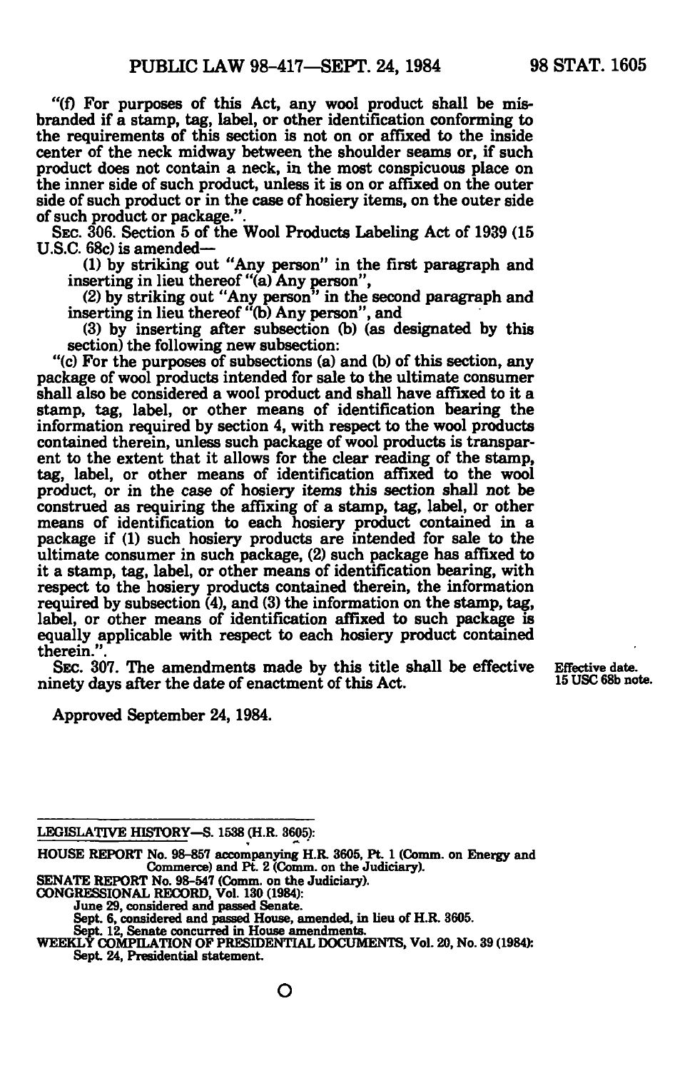"(f) For purposes of this Act, any wool product shall be misbranded if a stamp, tag, label, or other identification conforming to the requirements of this section is not on or affixed to the inside center of the neck midway between the shoulder seams or, if such product does not contain a neck, in the most conspicuous place on the inner side of such product, unless it is on or affixed on the outer side of such product or in the case of hosiery items, on the outer side of such product or package.".

SEC. 306. Section 5 of the Wool Products Labeling Act of 1939 (15 U.S.C. 68c) is amended—

(1) by striking out "Any person" in the first paragraph and inserting in lieu thereof "(a) Any person",

(2) by striking out "Any person" in the second paragraph and inserting in lieu thereof "(b) Any person", and

(3) by inserting after subsection (b) (as designated by this section) the following new subsection:

"(c) For the purposes of subsections (a) and (b) of this section, any package of wool products intended for sale to the ultimate consumer shall also be considered a wool product and shall have affixed to it a stamp, tag, label, or other means of identification bearing the information required by section 4, with respect to the wool products contained therein, unless such package of wool products is transparent to the extent that it allows for the clear reading of the stamp, tag, label, or other means of identification affixed to the wool product, or in the case of hosiery items this section shall not be construed as requiring the affixing of a stamp, tag, label, or other means of identification to each hosiery product contained in a package if (1) such hosiery products are intended for sale to the ultimate consumer in such package, (2) such package has affixed to it a stamp, tag, label, or other means of identification bearing, with respect to the hosiery products contained therein, the information required by subsection (4), and (3) the information on the stamp, tag, label, or other means of identification affixed to such package is equally applicable with respect to each hosiery product contained therein.".

SEC. 307. The amendments made by this title shall be effective ninety days after the date of enactment of this Act.

Effective date.
15 USC 68b note.

Approved September 24, 1984.

---

LEGISLATIVE HISTORY—S. 1538 (H.R. 3605):

HOUSE REPORT No. 98-857 accompanying H.R. 3605, Pt. 1 (Comm. on Energy and Commerce) and Pt. 2 (Comm. on the Judiciary).

SENATE REPORT No. 98-547 (Comm. on the Judiciary).

CONGRESSIONAL RECORD, Vol. 130 (1984):

June 29, considered and passed Senate.

Sept. 6, considered and passed House, amended, in lieu of H.R. 3605.

Sept. 12, Senate concurred in House amendments.

WEEKLY COMPILATION OF PRESIDENTIAL DOCUMENTS, Vol. 20, No. 39 (1984):

Sept. 24, Presidential statement.

O